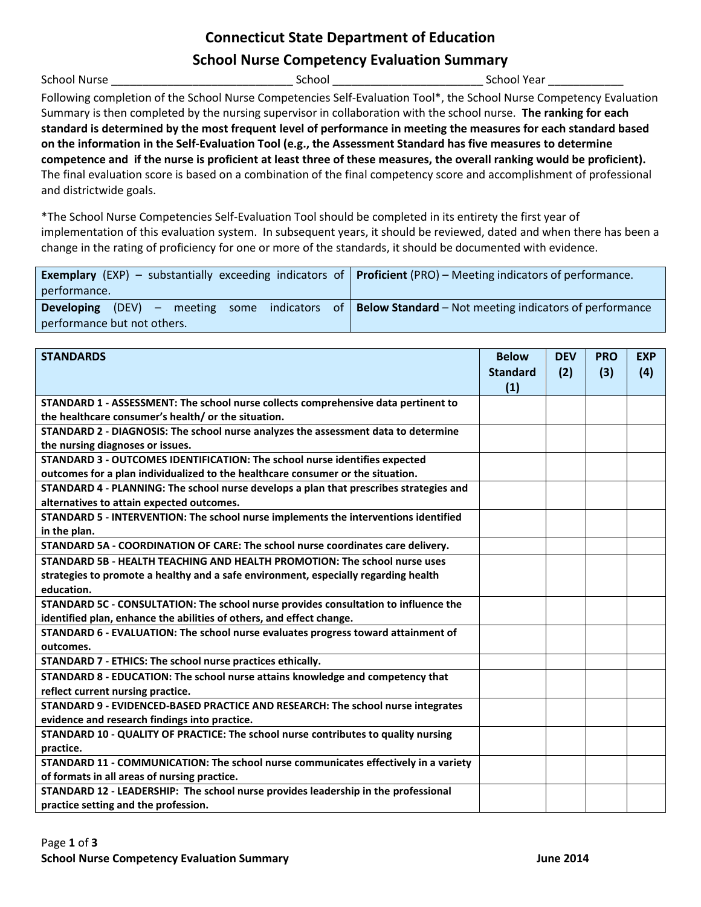# Connecticut State Department of Education

## School Nurse Competency Evaluation Summary

School Nurse ____________________________ School ________________________ School Year ____________

Following completion of the School Nurse Competencies Self-Evaluation Tool*, the School Nurse Competency Evaluation Summary is then completed by the nursing supervisor in collaboration with the school nurse. **The ranking for each standard is determined by the most frequent level of performance in meeting the measures for each standard based on the information in the Self-Evaluation Tool (e.g., the Assessment Standard has five measures to determine competence and if the nurse is proficient at least three of these measures, the overall ranking would be proficient).** The final evaluation score is based on a combination of the final competency score and accomplishment of professional and districtwide goals.

*The School Nurse Competencies Self-Evaluation Tool should be completed in its entirety the first year of implementation of this evaluation system. In subsequent years, it should be reviewed, dated and when there has been a change in the rating of proficiency for one or more of the standards, it should be documented with evidence.

| | |
|---|---|
| **Exemplary** (EXP) – substantially exceeding indicators of performance. | **Proficient** (PRO) – Meeting indicators of performance. |
| **Developing** (DEV) – meeting some indicators of performance but not others. | **Below Standard** – Not meeting indicators of performance |

| STANDARDS | Below Standard (1) | DEV (2) | PRO (3) | EXP (4) |
|---|---|---|---|---|
| **STANDARD 1 - ASSESSMENT: The school nurse collects comprehensive data pertinent to the healthcare consumer's health/ or the situation.** | | | | |
| **STANDARD 2 - DIAGNOSIS: The school nurse analyzes the assessment data to determine the nursing diagnoses or issues.** | | | | |
| **STANDARD 3 - OUTCOMES IDENTIFICATION: The school nurse identifies expected outcomes for a plan individualized to the healthcare consumer or the situation.** | | | | |
| **STANDARD 4 - PLANNING: The school nurse develops a plan that prescribes strategies and alternatives to attain expected outcomes.** | | | | |
| **STANDARD 5 - INTERVENTION: The school nurse implements the interventions identified in the plan.** | | | | |
| **STANDARD 5A - COORDINATION OF CARE: The school nurse coordinates care delivery.** | | | | |
| **STANDARD 5B - HEALTH TEACHING AND HEALTH PROMOTION: The school nurse uses strategies to promote a healthy and a safe environment, especially regarding health education.** | | | | |
| **STANDARD 5C - CONSULTATION: The school nurse provides consultation to influence the identified plan, enhance the abilities of others, and effect change.** | | | | |
| **STANDARD 6 - EVALUATION: The school nurse evaluates progress toward attainment of outcomes.** | | | | |
| **STANDARD 7 - ETHICS: The school nurse practices ethically.** | | | | |
| **STANDARD 8 - EDUCATION: The school nurse attains knowledge and competency that reflect current nursing practice.** | | | | |
| **STANDARD 9 - EVIDENCED-BASED PRACTICE AND RESEARCH: The school nurse integrates evidence and research findings into practice.** | | | | |
| **STANDARD 10 - QUALITY OF PRACTICE: The school nurse contributes to quality nursing practice.** | | | | |
| **STANDARD 11 - COMMUNICATION: The school nurse communicates effectively in a variety of formats in all areas of nursing practice.** | | | | |
| **STANDARD 12 - LEADERSHIP: The school nurse provides leadership in the professional practice setting and the profession.** | | | | |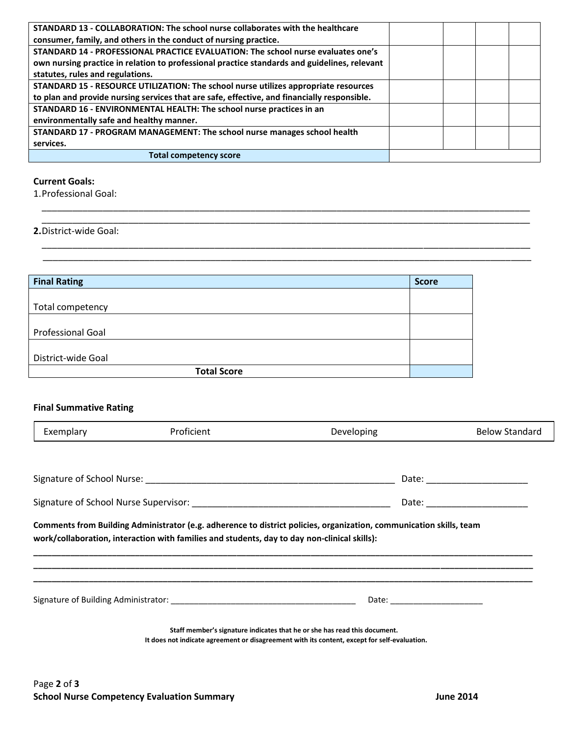| | | | | |
|---|---|---|---|---|
| **STANDARD 13 - COLLABORATION: The school nurse collaborates with the healthcare consumer, family, and others in the conduct of nursing practice.** | | | | |
| **STANDARD 14 - PROFESSIONAL PRACTICE EVALUATION: The school nurse evaluates one's own nursing practice in relation to professional practice standards and guidelines, relevant statutes, rules and regulations.** | | | | |
| **STANDARD 15 - RESOURCE UTILIZATION: The school nurse utilizes appropriate resources to plan and provide nursing services that are safe, effective, and financially responsible.** | | | | |
| **STANDARD 16 - ENVIRONMENTAL HEALTH: The school nurse practices in an environmentally safe and healthy manner.** | | | | |
| **STANDARD 17 - PROGRAM MANAGEMENT: The school nurse manages school health services.** | | | | |
| **Total competency score** | | | | |

**Current Goals:**

1. Professional Goal:

___________________________________________________________________________

___________________________________________________________________________

**2.** District-wide Goal:

___________________________________________________________________________

___________________________________________________________________________

| **Final Rating** | **Score** |
|---|---|
| Total competency | |
| Professional Goal | |
| District-wide Goal | |
| **Total Score** | |

**Final Summative Rating**

| Exemplary | Proficient | Developing | Below Standard |
|---|---|---|---|

Signature of School Nurse: _______________________________________ Date: ____________________

Signature of School Nurse Supervisor: _________________________________ Date: ____________________

**Comments from Building Administrator (e.g. adherence to district policies, organization, communication skills, team work/collaboration, interaction with families and students, day to day non-clinical skills):**

___________________________________________________________________________

___________________________________________________________________________

___________________________________________________________________________

Signature of Building Administrator: _________________________________ Date: ____________________

**Staff member's signature indicates that he or she has read this document.**
**It does not indicate agreement or disagreement with its content, except for self-evaluation.**

**School Nurse Competency Evaluation Summary** **June 2014**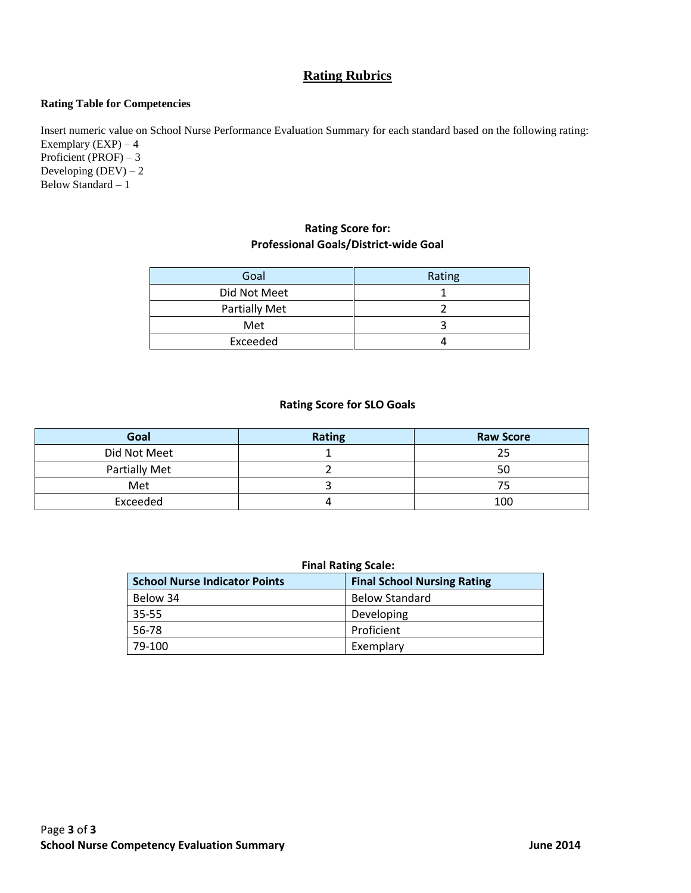# Rating Rubrics

**Rating Table for Competencies**

Insert numeric value on School Nurse Performance Evaluation Summary for each standard based on the following rating:
Exemplary (EXP) – 4
Proficient (PROF) – 3
Developing (DEV) – 2
Below Standard – 1

**Rating Score for:**
**Professional Goals/District-wide Goal**

| Goal | Rating |
|---|---|
| Did Not Meet | 1 |
| Partially Met | 2 |
| Met | 3 |
| Exceeded | 4 |

**Rating Score for SLO Goals**

| Goal | Rating | Raw Score |
|---|---|---|
| Did Not Meet | 1 | 25 |
| Partially Met | 2 | 50 |
| Met | 3 | 75 |
| Exceeded | 4 | 100 |

**Final Rating Scale:**

| School Nurse Indicator Points | Final School Nursing Rating |
|---|---|
| Below 34 | Below Standard |
| 35-55 | Developing |
| 56-78 | Proficient |
| 79-100 | Exemplary |